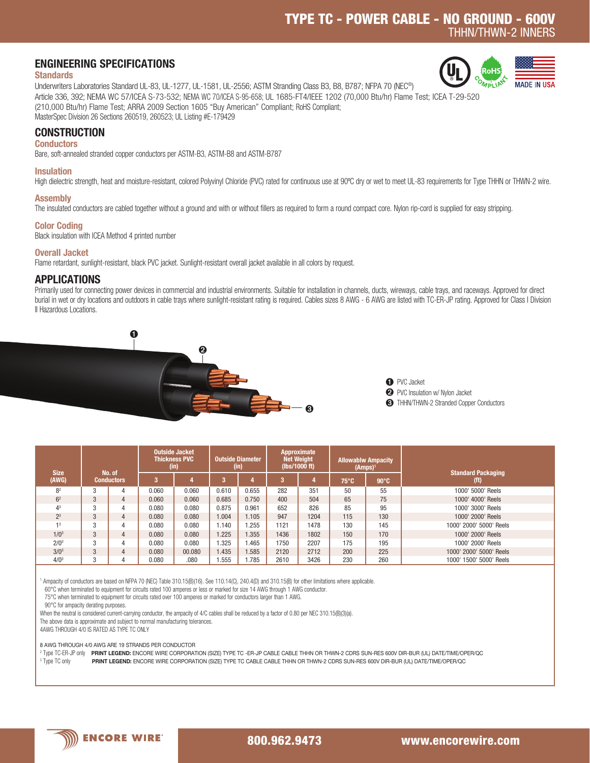# TYPE TC - POWER CABLE - NO GROUND - 600V

THHN/THWN-2 INNERS

## ENGINEERING SPECIFICATIONS

### Standards

Underwriters Laboratories Standard UL-83, UL-1277, UL-1581, UL-2556; ASTM Stranding Class B3, B8, B787; NFPA 70 (NEC®) Article 336, 392; NEMA WC 57/ICEA S-73-532; NEMA WC 70/ICEA S-95-658; UL 1685-FT4/IEEE 1202 (70,000 Btu/hr) Flame Test; ICEA T-29-520 (210,000 Btu/hr) Flame Test; ARRA 2009 Section 1605 "Buy American" Compliant; RoHS Compliant; MasterSpec Division 26 Sections 260519, 260523; UL Listing #E-179429

## CONSTRUCTION

### Conductors

Bare, soft-annealed stranded copper conductors per ASTM-B3, ASTM-B8 and ASTM-B787

### Insulation

High dielectric strength, heat and moisture-resistant, colored Polyvinyl Chloride (PVC) rated for continuous use at 90ºC dry or wet to meet UL-83 requirements for Type THHN or THWN-2 wire.

### Assembly

The insulated conductors are cabled together without a ground and with or without fillers as required to form a round compact core. Nylon rip-cord is supplied for easy stripping.

### Color Coding

Black insulation with ICEA Method 4 printed number

### Overall Jacket

Flame retardant, sunlight-resistant, black PVC jacket. Sunlight-resistant overall jacket available in all colors by request.

## APPLICATIONS

Primarily used for connecting power devices in commercial and industrial environments. Suitable for installation in channels, ducts, wireways, cable trays, and raceways. Approved for direct burial in wet or dry locations and outdoors in cable trays where sunlight-resistant rating is required. Cables sizes 8 AWG - 6 AWG are listed with TC-ER-JP rating. Approved for Class I Division II Hazardous Locations.

1. PVC Jacket
2. PVC Insulation w/ Nylon Jacket
3. THHN/THWN-2 Stranded Copper Conductors

| Size (AWG) | No. of Conductors | | Outside Jacket Thickness PVC (in) | | Outside Diameter (in) | | Approximate Net Weight (lbs/1000 ft) | | Allowablw Ampacity (Amps)[1] | | Standard Packaging (ft) |
|---|---|---|---|---|---|---|---|---|---|---|---|
| | | | 3 | 4 | 3 | 4 | 3 | 4 | 75°C | 90°C | |
| 8[2] | 3 | 4 | 0.060 | 0.060 | 0.610 | 0.655 | 282 | 351 | 50 | 55 | 1000' 5000' Reels |
| 6[2] | 3 | 4 | 0.060 | 0.060 | 0.685 | 0.750 | 400 | 504 | 65 | 75 | 1000' 4000' Reels |
| 4[3] | 3 | 4 | 0.080 | 0.080 | 0.875 | 0.961 | 652 | 826 | 85 | 95 | 1000' 3000' Reels |
| 2[3] | 3 | 4 | 0.080 | 0.080 | 1.004 | 1.105 | 947 | 1204 | 115 | 130 | 1000' 2000' Reels |
| 1[3] | 3 | 4 | 0.080 | 0.080 | 1.140 | 1.255 | 1121 | 1478 | 130 | 145 | 1000' 2000' 5000' Reels |
| 1/0[3] | 3 | 4 | 0.080 | 0.080 | 1.225 | 1.355 | 1436 | 1802 | 150 | 170 | 1000' 2000' Reels |
| 2/0[3] | 3 | 4 | 0.080 | 0.080 | 1.325 | 1.465 | 1750 | 2207 | 175 | 195 | 1000' 2000' Reels |
| 3/0[3] | 3 | 4 | 0.080 | 00.080 | 1.435 | 1.585 | 2120 | 2712 | 200 | 225 | 1000' 2000' 5000' Reels |
| 4/0[3] | 3 | 4 | 0.080 | .080 | 1.555 | 1.785 | 2610 | 3426 | 230 | 260 | 1000' 1500' 5000' Reels |

[1] Ampacity of conductors are based on NFPA 70 (NEC) Table 310.15(B)(16). See 110.14(C), 240.4(D) and 310.15(B) for other limitations where applicable.
60°C when terminated to equipment for circuits rated 100 amperes or less or marked for size 14 AWG through 1 AWG conductor.
75°C when terminated to equipment for circuits rated over 100 amperes or marked for conductors larger than 1 AWG.
90°C for ampacity derating purposes.
When the neutral is considered current-carrying conductor, the ampacity of 4/C cables shall be reduced by a factor of 0.80 per NEC 310.15(B)(3)(a).
The above data is approximate and subject to normal manufacturing tolerances.
4AWG THROUGH 4/0 IS RATED AS TYPE TC ONLY

8 AWG THROUGH 4/0 AWG ARE 19 STRANDS PER CONDUCTOR

[2] Type TC-ER-JP only **PRINT LEGEND:** ENCORE WIRE CORPORATION (SIZE) TYPE TC -ER-JP CABLE CABLE THHN OR THWN-2 CDRS SUN-RES 600V DIR-BUR (UL) DATE/TIME/OPER/QC

[3] Type TC only **PRINT LEGEND:** ENCORE WIRE CORPORATION (SIZE) TYPE TC CABLE CABLE THHN OR THWN-2 CDRS SUN-RES 600V DIR-BUR (UL) DATE/TIME/OPER/QC

ENCORE WIRE 800.962.9473 www.encorewire.com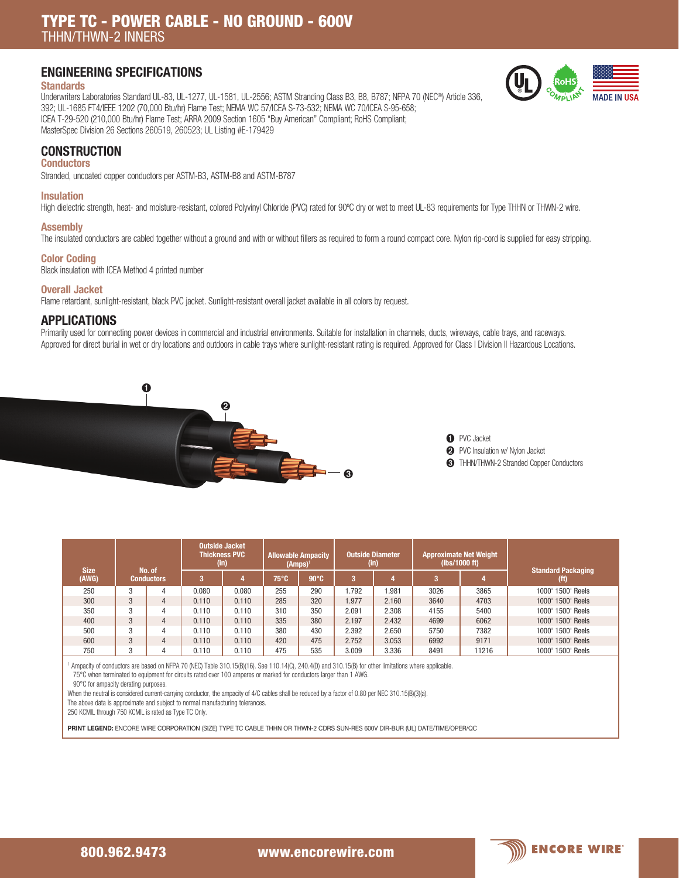# TYPE TC - POWER CABLE - NO GROUND - 600V

THHN/THWN-2 INNERS

## ENGINEERING SPECIFICATIONS

### Standards

Underwriters Laboratories Standard UL-83, UL-1277, UL-1581, UL-2556; ASTM Stranding Class B3, B8, B787; NFPA 70 (NEC®) Article 336, 392; UL-1685 FT4/IEEE 1202 (70,000 Btu/hr) Flame Test; NEMA WC 57/ICEA S-73-532; NEMA WC 70/ICEA S-95-658; ICEA T-29-520 (210,000 Btu/hr) Flame Test; ARRA 2009 Section 1605 "Buy American" Compliant; RoHS Compliant; MasterSpec Division 26 Sections 260519, 260523; UL Listing #E-179429

UL · RoHS COMPLIANT · MADE IN USA

## CONSTRUCTION

### Conductors

Stranded, uncoated copper conductors per ASTM-B3, ASTM-B8 and ASTM-B787

### Insulation

High dielectric strength, heat- and moisture-resistant, colored Polyvinyl Chloride (PVC) rated for 90ºC dry or wet to meet UL-83 requirements for Type THHN or THWN-2 wire.

### Assembly

The insulated conductors are cabled together without a ground and with or without fillers as required to form a round compact core. Nylon rip-cord is supplied for easy stripping.

### Color Coding

Black insulation with ICEA Method 4 printed number

### Overall Jacket

Flame retardant, sunlight-resistant, black PVC jacket. Sunlight-resistant overall jacket available in all colors by request.

## APPLICATIONS

Primarily used for connecting power devices in commercial and industrial environments. Suitable for installation in channels, ducts, wireways, cable trays, and raceways. Approved for direct burial in wet or dry locations and outdoors in cable trays where sunlight-resistant rating is required. Approved for Class I Division II Hazardous Locations.

1. PVC Jacket
2. PVC Insulation w/ Nylon Jacket
3. THHN/THWN-2 Stranded Copper Conductors

| Size (AWG) | No. of Conductors | | Outside Jacket Thickness PVC (in) | | Allowable Ampacity (Amps)[1] | | Outside Diameter (in) | | Approximate Net Weight (lbs/1000 ft) | | Standard Packaging (ft) |
|---|---|---|---|---|---|---|---|---|---|---|---|
| | | | 3 | 4 | 75°C | 90°C | 3 | 4 | 3 | 4 | |
| 250 | 3 | 4 | 0.080 | 0.080 | 255 | 290 | 1.792 | 1.981 | 3026 | 3865 | 1000' 1500' Reels |
| 300 | 3 | 4 | 0.110 | 0.110 | 285 | 320 | 1.977 | 2.160 | 3640 | 4703 | 1000' 1500' Reels |
| 350 | 3 | 4 | 0.110 | 0.110 | 310 | 350 | 2.091 | 2.308 | 4155 | 5400 | 1000' 1500' Reels |
| 400 | 3 | 4 | 0.110 | 0.110 | 335 | 380 | 2.197 | 2.432 | 4699 | 6062 | 1000' 1500' Reels |
| 500 | 3 | 4 | 0.110 | 0.110 | 380 | 430 | 2.392 | 2.650 | 5750 | 7382 | 1000' 1500' Reels |
| 600 | 3 | 4 | 0.110 | 0.110 | 420 | 475 | 2.752 | 3.053 | 6992 | 9171 | 1000' 1500' Reels |
| 750 | 3 | 4 | 0.110 | 0.110 | 475 | 535 | 3.009 | 3.336 | 8491 | 11216 | 1000' 1500' Reels |

[1] Ampacity of conductors are based on NFPA 70 (NEC) Table 310.15(B)(16). See 110.14(C), 240.4(D) and 310.15(B) for other limitations where applicable.
75°C when terminated to equipment for circuits rated over 100 amperes or marked for conductors larger than 1 AWG.
90°C for ampacity derating purposes.

When the neutral is considered current-carrying conductor, the ampacity of 4/C cables shall be reduced by a factor of 0.80 per NEC 310.15(B)(3)(a).

The above data is approximate and subject to normal manufacturing tolerances.

250 KCMIL through 750 KCMIL is rated as Type TC Only.

**PRINT LEGEND:** ENCORE WIRE CORPORATION (SIZE) TYPE TC CABLE THHN OR THWN-2 CDRS SUN-RES 600V DIR-BUR (UL) DATE/TIME/OPER/QC

800.962.9473 www.encorewire.com ENCORE WIRE®